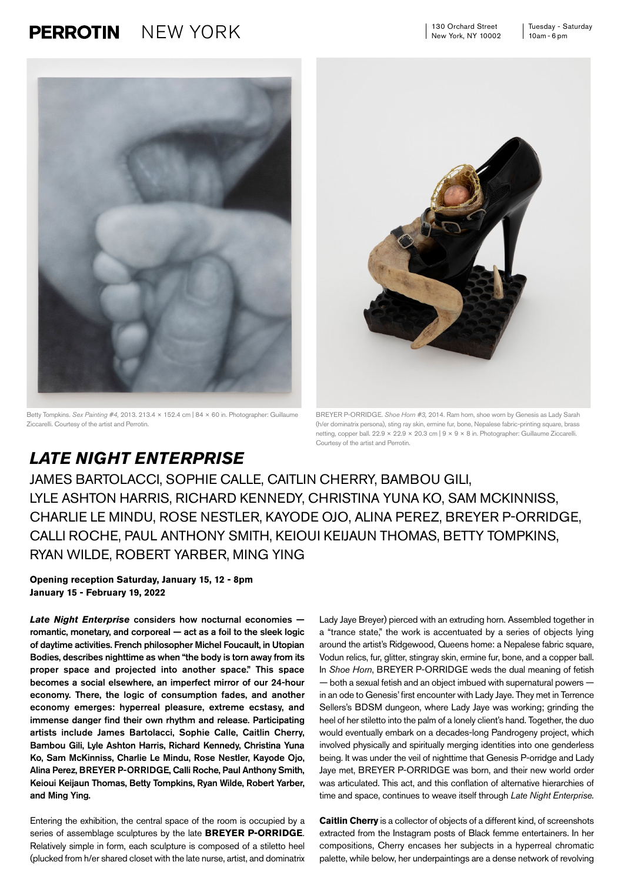**PERROTIN** NEW YORK

130 Orchard Street
New York, NY 10002

Tuesday - Saturday
10am - 6 pm

Betty Tompkins. *Sex Painting #4,* 2013. 213.4 × 152.4 cm | 84 × 60 in. Photographer: Guillaume Ziccarelli. Courtesy of the artist and Perrotin.

BREYER P-ORRIDGE. *Shoe Horn #3,* 2014. Ram horn, shoe worn by Genesis as Lady Sarah (h/er dominatrix persona), sting ray skin, ermine fur, bone, Nepalese fabric-printing square, brass netting, copper ball. 22.9 × 22.9 × 20.3 cm | 9 × 9 × 8 in. Photographer: Guillaume Ziccarelli. Courtesy of the artist and Perrotin.

# *LATE NIGHT ENTERPRISE*

JAMES BARTOLACCI, SOPHIE CALLE, CAITLIN CHERRY, BAMBOU GILI, LYLE ASHTON HARRIS, RICHARD KENNEDY, CHRISTINA YUNA KO, SAM MCKINNISS, CHARLIE LE MINDU, ROSE NESTLER, KAYODE OJO, ALINA PEREZ, BREYER P-ORRIDGE, CALLI ROCHE, PAUL ANTHONY SMITH, KEIOUI KEIJAUN THOMAS, BETTY TOMPKINS, RYAN WILDE, ROBERT YARBER, MING YING

**Opening reception Saturday, January 15, 12 - 8pm**
**January 15 - February 19, 2022**

***Late Night Enterprise* considers how nocturnal economies — romantic, monetary, and corporeal — act as a foil to the sleek logic of daytime activities. French philosopher Michel Foucault, in Utopian Bodies, describes nighttime as when "the body is torn away from its proper space and projected into another space." This space becomes a social elsewhere, an imperfect mirror of our 24-hour economy. There, the logic of consumption fades, and another economy emerges: hyperreal pleasure, extreme ecstasy, and immense danger find their own rhythm and release. Participating artists include James Bartolacci, Sophie Calle, Caitlin Cherry, Bambou Gili, Lyle Ashton Harris, Richard Kennedy, Christina Yuna Ko, Sam McKinniss, Charlie Le Mindu, Rose Nestler, Kayode Ojo, Alina Perez, BREYER P-ORRIDGE, Calli Roche, Paul Anthony Smith, Keioui Keijaun Thomas, Betty Tompkins, Ryan Wilde, Robert Yarber, and Ming Ying.**

Entering the exhibition, the central space of the room is occupied by a series of assemblage sculptures by the late **BREYER P-ORRIDGE**. Relatively simple in form, each sculpture is composed of a stiletto heel (plucked from h/er shared closet with the late nurse, artist, and dominatrix Lady Jaye Breyer) pierced with an extruding horn. Assembled together in a "trance state," the work is accentuated by a series of objects lying around the artist's Ridgewood, Queens home: a Nepalese fabric square, Vodun relics, fur, glitter, stingray skin, ermine fur, bone, and a copper ball. In *Shoe Horn*, BREYER P-ORRIDGE weds the dual meaning of fetish — both a sexual fetish and an object imbued with supernatural powers — in an ode to Genesis' first encounter with Lady Jaye. They met in Terrence Sellers's BDSM dungeon, where Lady Jaye was working; grinding the heel of her stiletto into the palm of a lonely client's hand. Together, the duo would eventually embark on a decades-long Pandrogeny project, which involved physically and spiritually merging identities into one genderless being. It was under the veil of nighttime that Genesis P-orridge and Lady Jaye met, BREYER P-ORRIDGE was born, and their new world order was articulated. This act, and this conflation of alternative hierarchies of time and space, continues to weave itself through *Late Night Enterprise.*

**Caitlin Cherry** is a collector of objects of a different kind, of screenshots extracted from the Instagram posts of Black femme entertainers. In her compositions, Cherry encases her subjects in a hyperreal chromatic palette, while below, her underpaintings are a dense network of revolving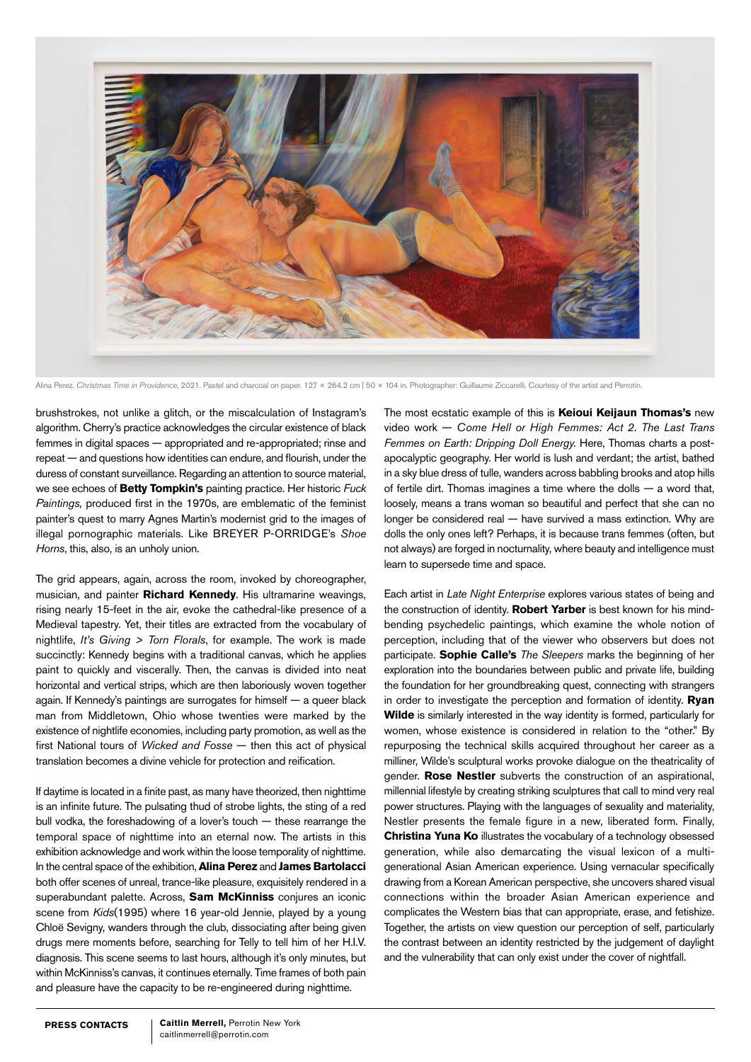Alina Perez. *Christmas Time in Providence*, 2021. Pastel and charcoal on paper. 127 × 264.2 cm | 50 × 104 in. Photographer: Guillaume Ziccarelli. Courtesy of the artist and Perrotin.

brushstrokes, not unlike a glitch, or the miscalculation of Instagram's algorithm. Cherry's practice acknowledges the circular existence of black femmes in digital spaces — appropriated and re-appropriated; rinse and repeat — and questions how identities can endure, and flourish, under the duress of constant surveillance. Regarding an attention to source material, we see echoes of **Betty Tompkin's** painting practice. Her historic *Fuck Paintings,* produced first in the 1970s, are emblematic of the feminist painter's quest to marry Agnes Martin's modernist grid to the images of illegal pornographic materials. Like BREYER P-ORRIDGE's *Shoe Horns*, this, also, is an unholy union.

The grid appears, again, across the room, invoked by choreographer, musician, and painter **Richard Kennedy**. His ultramarine weavings, rising nearly 15-feet in the air, evoke the cathedral-like presence of a Medieval tapestry. Yet, their titles are extracted from the vocabulary of nightlife, *It's Giving > Torn Florals*, for example. The work is made succinctly: Kennedy begins with a traditional canvas, which he applies paint to quickly and viscerally. Then, the canvas is divided into neat horizontal and vertical strips, which are then laboriously woven together again. If Kennedy's paintings are surrogates for himself — a queer black man from Middletown, Ohio whose twenties were marked by the existence of nightlife economies, including party promotion, as well as the first National tours of *Wicked and Fosse* — then this act of physical translation becomes a divine vehicle for protection and reification.

If daytime is located in a finite past, as many have theorized, then nighttime is an infinite future. The pulsating thud of strobe lights, the sting of a red bull vodka, the foreshadowing of a lover's touch — these rearrange the temporal space of nighttime into an eternal now. The artists in this exhibition acknowledge and work within the loose temporality of nighttime. In the central space of the exhibition, **Alina Perez** and **James Bartolacci** both offer scenes of unreal, trance-like pleasure, exquisitely rendered in a superabundant palette. Across, **Sam McKinniss** conjures an iconic scene from *Kids*(1995) where 16 year-old Jennie, played by a young Chloë Sevigny, wanders through the club, dissociating after being given drugs mere moments before, searching for Telly to tell him of her H.I.V. diagnosis. This scene seems to last hours, although it's only minutes, but within McKinniss's canvas, it continues eternally. Time frames of both pain and pleasure have the capacity to be re-engineered during nighttime.

The most ecstatic example of this is **Keioui Keijaun Thomas's** new video work — *Come Hell or High Femmes: Act 2. The Last Trans Femmes on Earth: Dripping Doll Energy.* Here, Thomas charts a post-apocalyptic geography. Her world is lush and verdant; the artist, bathed in a sky blue dress of tulle, wanders across babbling brooks and atop hills of fertile dirt. Thomas imagines a time where the dolls — a word that, loosely, means a trans woman so beautiful and perfect that she can no longer be considered real — have survived a mass extinction. Why are dolls the only ones left? Perhaps, it is because trans femmes (often, but not always) are forged in nocturnality, where beauty and intelligence must learn to supersede time and space.

Each artist in *Late Night Enterprise* explores various states of being and the construction of identity. **Robert Yarber** is best known for his mind-bending psychedelic paintings, which examine the whole notion of perception, including that of the viewer who observers but does not participate. **Sophie Calle's** *The Sleepers* marks the beginning of her exploration into the boundaries between public and private life, building the foundation for her groundbreaking quest, connecting with strangers in order to investigate the perception and formation of identity. **Ryan Wilde** is similarly interested in the way identity is formed, particularly for women, whose existence is considered in relation to the "other." By repurposing the technical skills acquired throughout her career as a milliner, Wilde's sculptural works provoke dialogue on the theatricality of gender. **Rose Nestler** subverts the construction of an aspirational, millennial lifestyle by creating striking sculptures that call to mind very real power structures. Playing with the languages of sexuality and materiality, Nestler presents the female figure in a new, liberated form. Finally, **Christina Yuna Ko** illustrates the vocabulary of a technology obsessed generation, while also demarcating the visual lexicon of a multi-generational Asian American experience. Using vernacular specifically drawing from a Korean American perspective, she uncovers shared visual connections within the broader Asian American experience and complicates the Western bias that can appropriate, erase, and fetishize. Together, the artists on view question our perception of self, particularly the contrast between an identity restricted by the judgement of daylight and the vulnerability that can only exist under the cover of nightfall.

**PRESS CONTACTS**

**Caitlin Merrell,** Perrotin New York
caitlinmerrell@perrotin.com